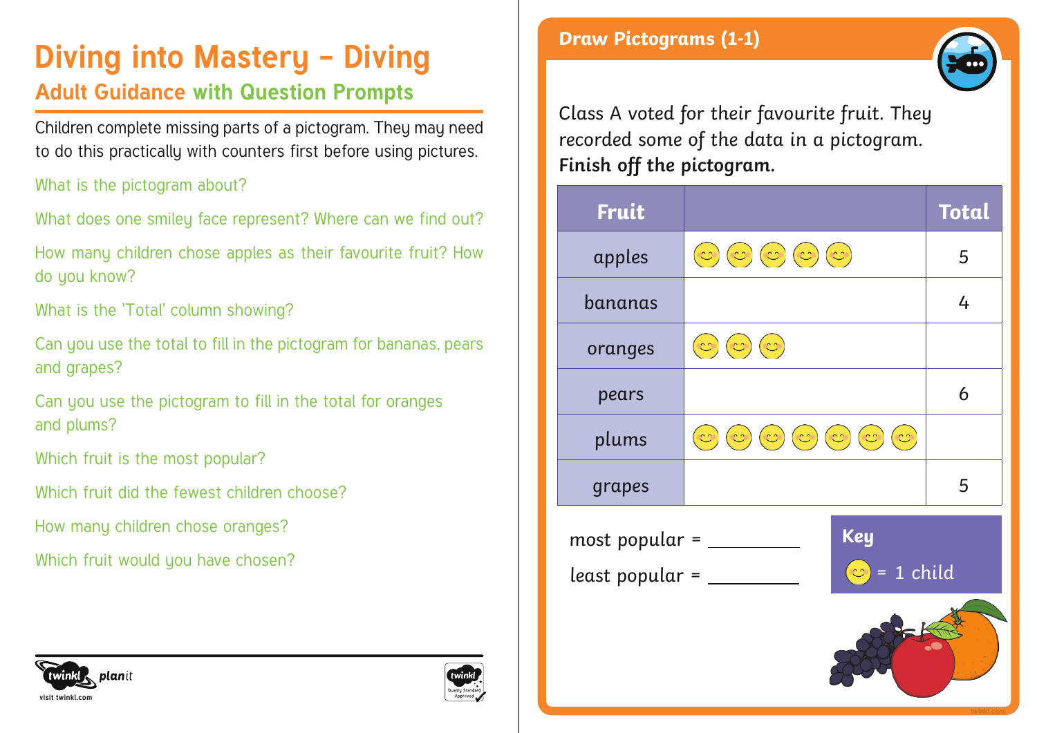# Diving into Mastery – Diving

## Adult Guidance with Question Prompts

Children complete missing parts of a pictogram. They may need to do this practically with counters first before using pictures.

What is the pictogram about?

What does one smiley face represent? Where can we find out?

How many children chose apples as their favourite fruit? How do you know?

What is the 'Total' column showing?

Can you use the total to fill in the pictogram for bananas, pears and grapes?

Can you use the pictogram to fill in the total for oranges and plums?

Which fruit is the most popular?

Which fruit did the fewest children choose?

How many children chose oranges?

Which fruit would you have chosen?

## Draw Pictograms (1-1)

Class A voted for their favourite fruit. They recorded some of the data in a pictogram.
**Finish off the pictogram.**

| Fruit | | Total |
|---|---|---|
| apples | 😊😊😊😊😊 | 5 |
| bananas | | 4 |
| oranges | 😊😊😊 | |
| pears | | 6 |
| plums | 😊😊😊😊😊😊😊 | |
| grapes | | 5 |

most popular = ___________

least popular = ___________

**Key**

😊 = 1 child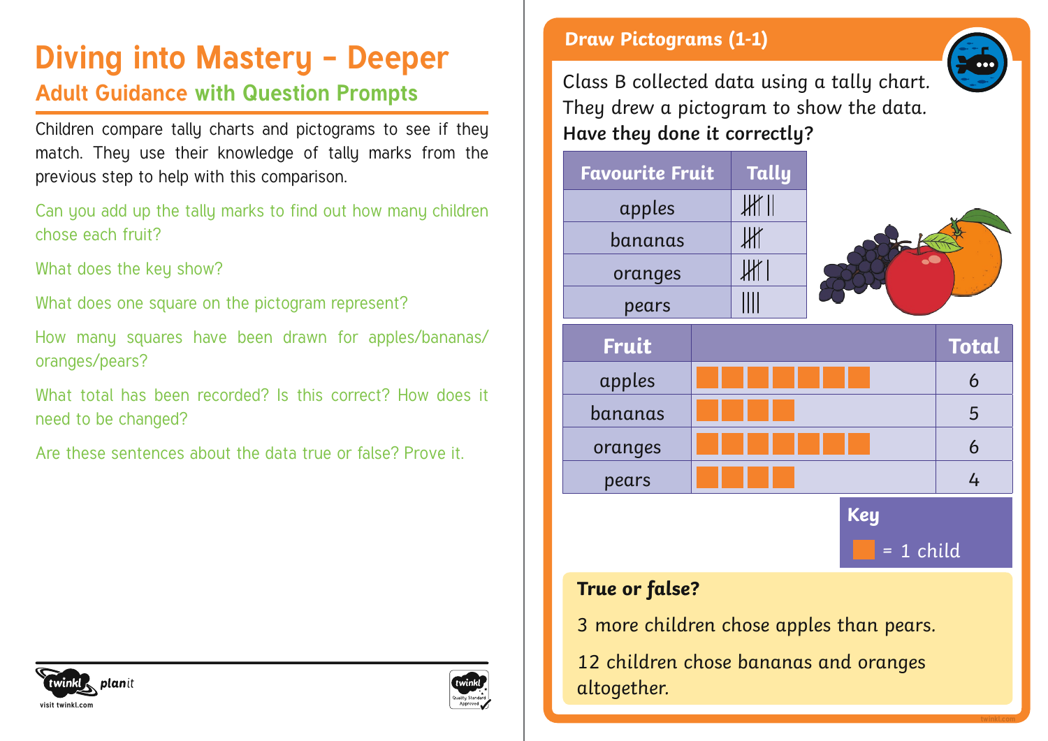# Diving into Mastery – Deeper

## Adult Guidance with Question Prompts

Children compare tally charts and pictograms to see if they match. They use their knowledge of tally marks from the previous step to help with this comparison.

Can you add up the tally marks to find out how many children chose each fruit?

What does the key show?

What does one square on the pictogram represent?

How many squares have been drawn for apples/bananas/oranges/pears?

What total has been recorded? Is this correct? How does it need to be changed?

Are these sentences about the data true or false? Prove it.

## Draw Pictograms (1-1)

Class B collected data using a tally chart. They drew a pictogram to show the data.
**Have they done it correctly?**

| Favourite Fruit | Tally |
| --- | --- |
| apples | 𝍸 ‖ |
| bananas | 𝍸 |
| oranges | 𝍸 \| |
| pears | \|\|\|\| |

| Fruit | | Total |
| --- | --- | --- |
| apples | ■■■■■■■ | 6 |
| bananas | ■■■■ | 5 |
| oranges | ■■■■■■■ | 6 |
| pears | ■■■■ | 4 |

**Key**

■ = 1 child

**True or false?**

3 more children chose apples than pears.

12 children chose bananas and oranges altogether.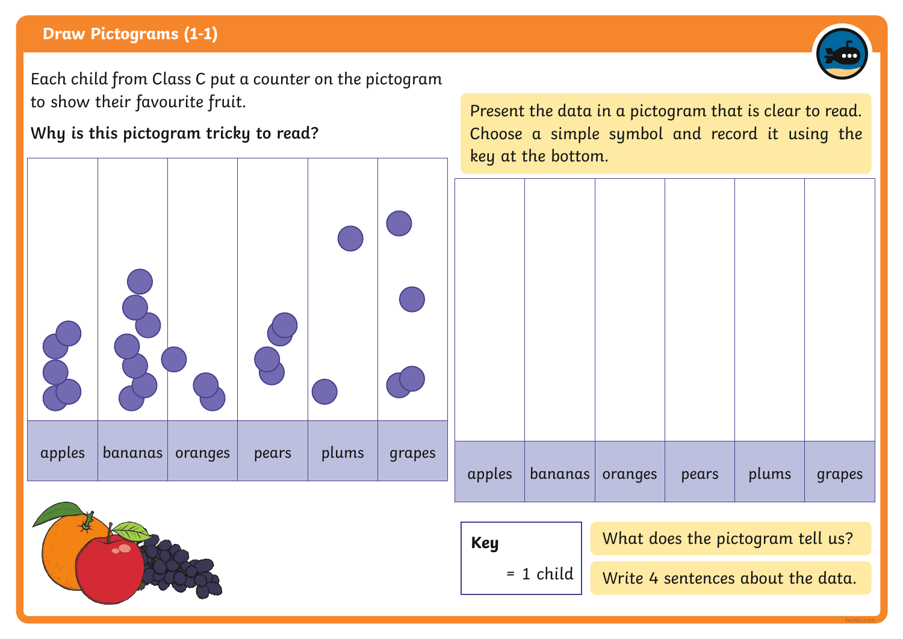## Draw Pictograms (1-1)

Each child from Class C put a counter on the pictogram to show their favourite fruit.

**Why is this pictogram tricky to read?**

| apples | bananas | oranges | pears | plums | grapes |
|---|---|---|---|---|---|

Present the data in a pictogram that is clear to read. Choose a simple symbol and record it using the key at the bottom.

| | | | | | |
|---|---|---|---|---|---|
| apples | bananas | oranges | pears | plums | grapes |

**Key**

= 1 child

What does the pictogram tell us?

Write 4 sentences about the data.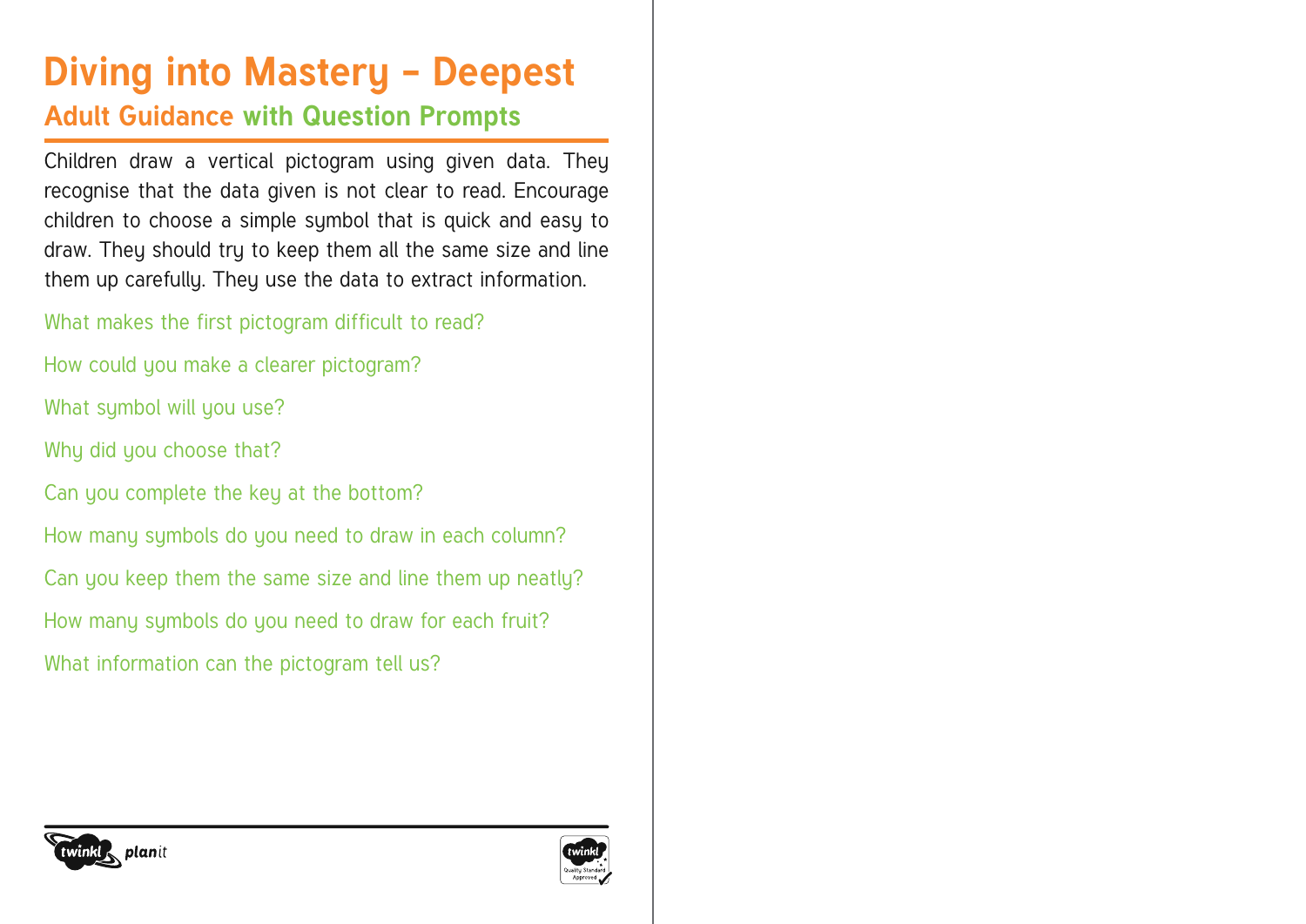# Diving into Mastery – Deepest

## Adult Guidance with Question Prompts

Children draw a vertical pictogram using given data. They recognise that the data given is not clear to read. Encourage children to choose a simple symbol that is quick and easy to draw. They should try to keep them all the same size and line them up carefully. They use the data to extract information.

What makes the first pictogram difficult to read?

How could you make a clearer pictogram?

What symbol will you use?

Why did you choose that?

Can you complete the key at the bottom?

How many symbols do you need to draw in each column?

Can you keep them the same size and line them up neatly?

How many symbols do you need to draw for each fruit?

What information can the pictogram tell us?